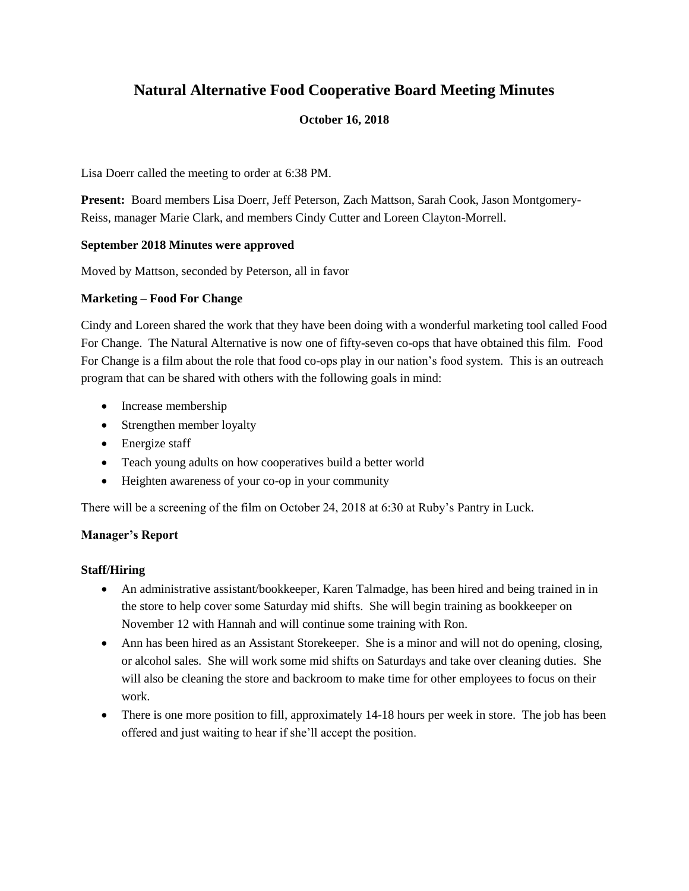# Natural Alternative Food Cooperative Board Meeting Minutes

**October 16, 2018**

Lisa Doerr called the meeting to order at 6:38 PM.

**Present:** Board members Lisa Doerr, Jeff Peterson, Zach Mattson, Sarah Cook, Jason Montgomery-Reiss, manager Marie Clark, and members Cindy Cutter and Loreen Clayton-Morrell.

**September 2018 Minutes were approved**

Moved by Mattson, seconded by Peterson, all in favor

**Marketing – Food For Change**

Cindy and Loreen shared the work that they have been doing with a wonderful marketing tool called Food For Change. The Natural Alternative is now one of fifty-seven co-ops that have obtained this film. Food For Change is a film about the role that food co-ops play in our nation's food system. This is an outreach program that can be shared with others with the following goals in mind:

- Increase membership
- Strengthen member loyalty
- Energize staff
- Teach young adults on how cooperatives build a better world
- Heighten awareness of your co-op in your community

There will be a screening of the film on October 24, 2018 at 6:30 at Ruby's Pantry in Luck.

**Manager's Report**

**Staff/Hiring**

- An administrative assistant/bookkeeper, Karen Talmadge, has been hired and being trained in in the store to help cover some Saturday mid shifts. She will begin training as bookkeeper on November 12 with Hannah and will continue some training with Ron.
- Ann has been hired as an Assistant Storekeeper. She is a minor and will not do opening, closing, or alcohol sales. She will work some mid shifts on Saturdays and take over cleaning duties. She will also be cleaning the store and backroom to make time for other employees to focus on their work.
- There is one more position to fill, approximately 14-18 hours per week in store. The job has been offered and just waiting to hear if she'll accept the position.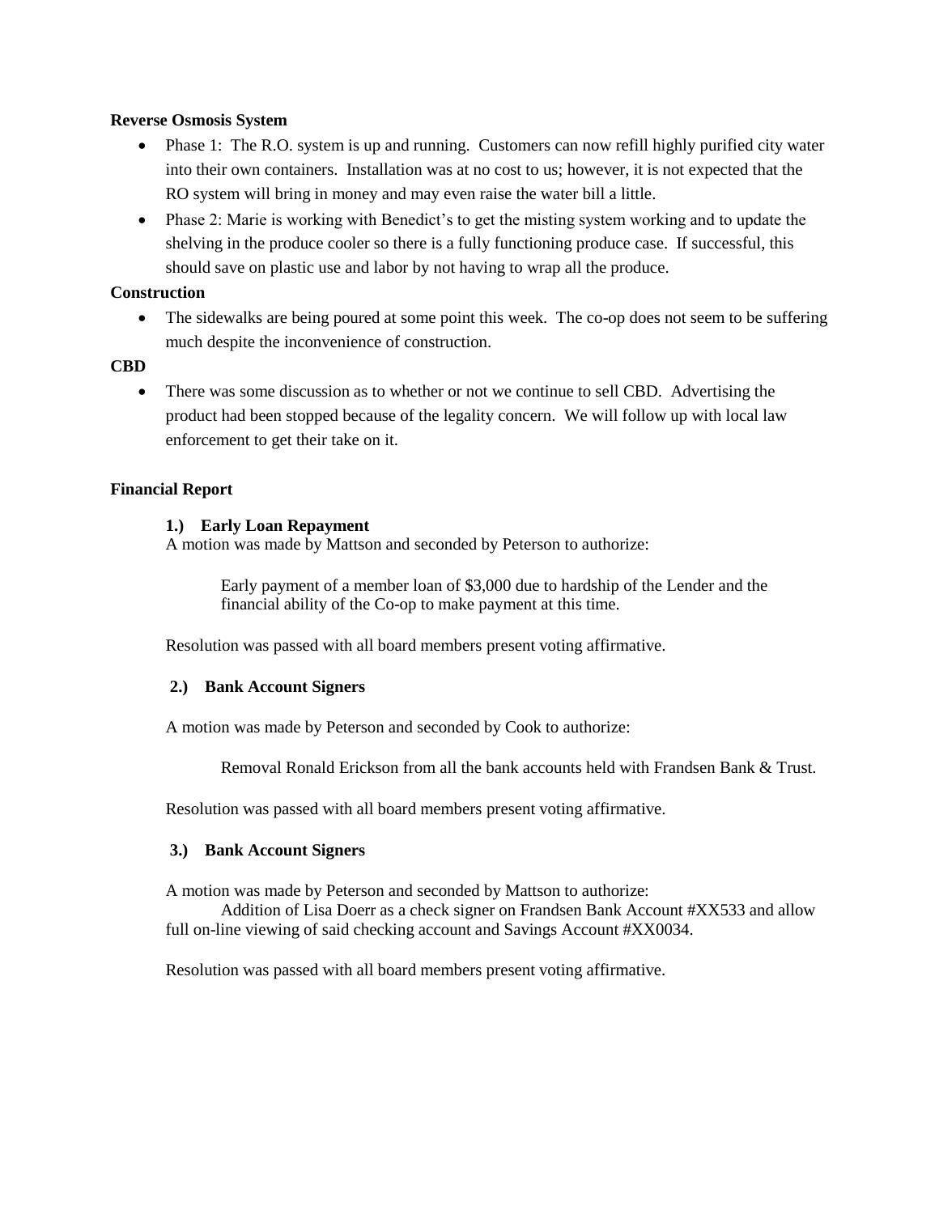**Reverse Osmosis System**

- Phase 1: The R.O. system is up and running. Customers can now refill highly purified city water into their own containers. Installation was at no cost to us; however, it is not expected that the RO system will bring in money and may even raise the water bill a little.
- Phase 2: Marie is working with Benedict's to get the misting system working and to update the shelving in the produce cooler so there is a fully functioning produce case. If successful, this should save on plastic use and labor by not having to wrap all the produce.

**Construction**

- The sidewalks are being poured at some point this week. The co-op does not seem to be suffering much despite the inconvenience of construction.

**CBD**

- There was some discussion as to whether or not we continue to sell CBD. Advertising the product had been stopped because of the legality concern. We will follow up with local law enforcement to get their take on it.

**Financial Report**

**1.) Early Loan Repayment**

A motion was made by Mattson and seconded by Peterson to authorize:

> Early payment of a member loan of $3,000 due to hardship of the Lender and the financial ability of the Co-op to make payment at this time.

Resolution was passed with all board members present voting affirmative.

**2.) Bank Account Signers**

A motion was made by Peterson and seconded by Cook to authorize:

> Removal Ronald Erickson from all the bank accounts held with Frandsen Bank & Trust.

Resolution was passed with all board members present voting affirmative.

**3.) Bank Account Signers**

A motion was made by Peterson and seconded by Mattson to authorize:

Addition of Lisa Doerr as a check signer on Frandsen Bank Account #XX533 and allow full on-line viewing of said checking account and Savings Account #XX0034.

Resolution was passed with all board members present voting affirmative.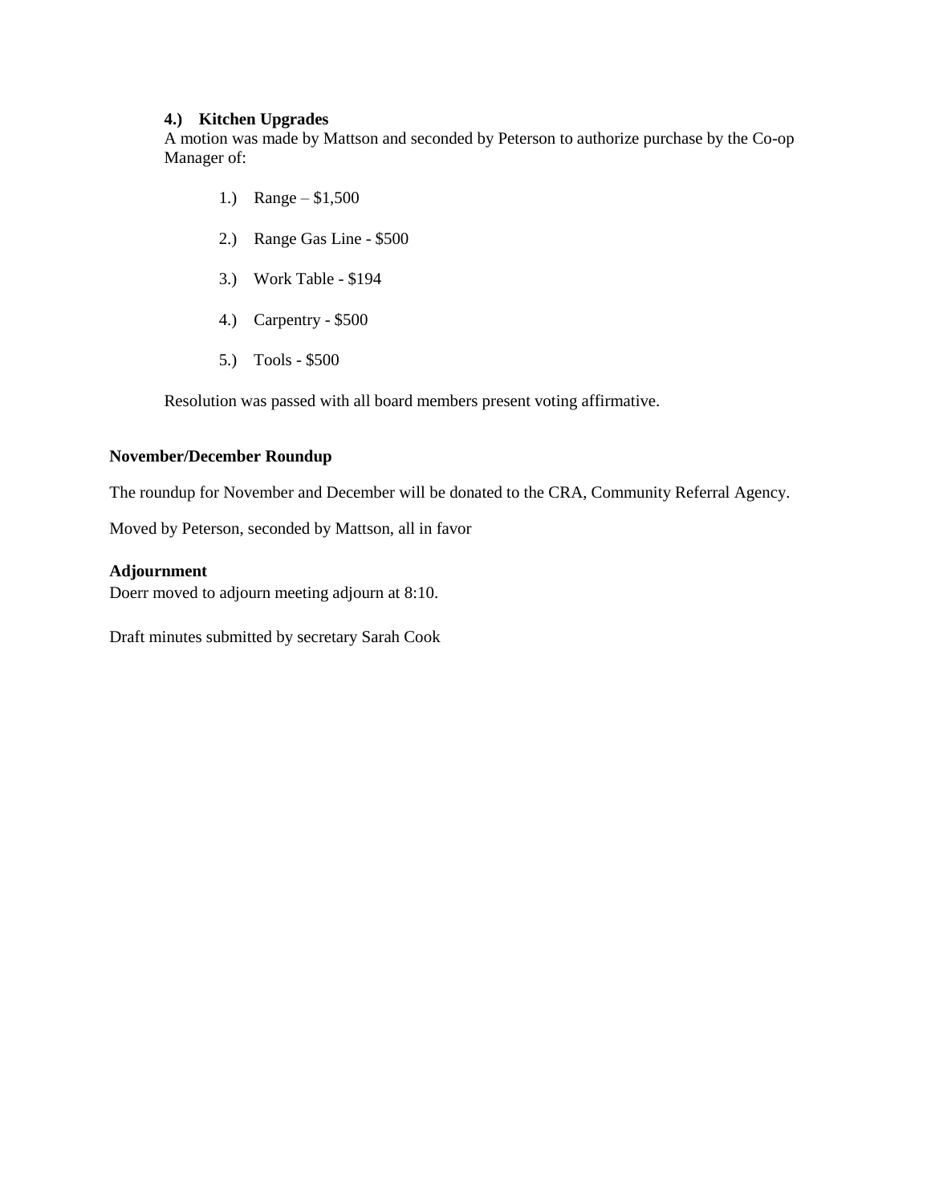**4.) Kitchen Upgrades**

A motion was made by Mattson and seconded by Peterson to authorize purchase by the Co-op Manager of:

1.) Range – $1,500

2.) Range Gas Line - $500

3.) Work Table - $194

4.) Carpentry - $500

5.) Tools - $500

Resolution was passed with all board members present voting affirmative.

**November/December Roundup**

The roundup for November and December will be donated to the CRA, Community Referral Agency.

Moved by Peterson, seconded by Mattson, all in favor

**Adjournment**

Doerr moved to adjourn meeting adjourn at 8:10.

Draft minutes submitted by secretary Sarah Cook